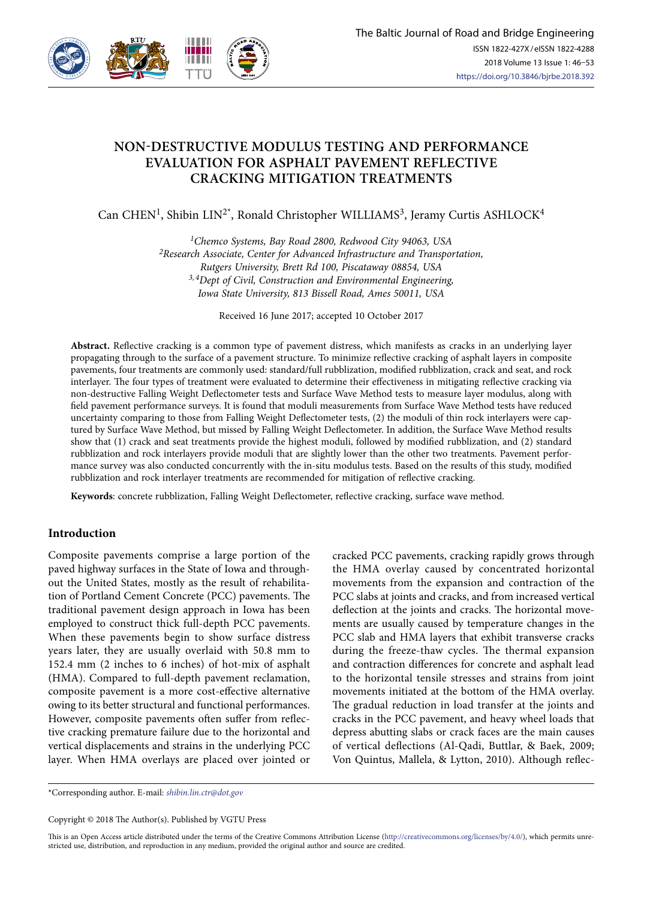# NON-DESTRUCTIVE MODULUS TESTING AND PERFORMANCE EVALUATION FOR ASPHALT PAVEMENT REFLECTIVE CRACKING MITIGATION TREATMENTS

Can CHEN[1], Shibin LIN[2*], Ronald Christopher WILLIAMS[3], Jeramy Curtis ASHLOCK[4]

*[1]Chemco Systems, Bay Road 2800, Redwood City 94063, USA*
*[2]Research Associate, Center for Advanced Infrastructure and Transportation, Rutgers University, Brett Rd 100, Piscataway 08854, USA*
*[3,4]Dept of Civil, Construction and Environmental Engineering, Iowa State University, 813 Bissell Road, Ames 50011, USA*

Received 16 June 2017; accepted 10 October 2017

**Abstract.** Reflective cracking is a common type of pavement distress, which manifests as cracks in an underlying layer propagating through to the surface of a pavement structure. To minimize reflective cracking of asphalt layers in composite pavements, four treatments are commonly used: standard/full rubblization, modified rubblization, crack and seat, and rock interlayer. The four types of treatment were evaluated to determine their effectiveness in mitigating reflective cracking via non-destructive Falling Weight Deflectometer tests and Surface Wave Method tests to measure layer modulus, along with field pavement performance surveys. It is found that moduli measurements from Surface Wave Method tests have reduced uncertainty comparing to those from Falling Weight Deflectometer tests, (2) the moduli of thin rock interlayers were captured by Surface Wave Method, but missed by Falling Weight Deflectometer. In addition, the Surface Wave Method results show that (1) crack and seat treatments provide the highest moduli, followed by modified rubblization, and (2) standard rubblization and rock interlayers provide moduli that are slightly lower than the other two treatments. Pavement performance survey was also conducted concurrently with the in-situ modulus tests. Based on the results of this study, modified rubblization and rock interlayer treatments are recommended for mitigation of reflective cracking.

**Keywords**: concrete rubblization, Falling Weight Deflectometer, reflective cracking, surface wave method.

## Introduction

Composite pavements comprise a large portion of the paved highway surfaces in the State of Iowa and throughout the United States, mostly as the result of rehabilitation of Portland Cement Concrete (PCC) pavements. The traditional pavement design approach in Iowa has been employed to construct thick full-depth PCC pavements. When these pavements begin to show surface distress years later, they are usually overlaid with 50.8 mm to 152.4 mm (2 inches to 6 inches) of hot-mix of asphalt (HMA). Compared to full-depth pavement reclamation, composite pavement is a more cost-effective alternative owing to its better structural and functional performances. However, composite pavements often suffer from reflective cracking premature failure due to the horizontal and vertical displacements and strains in the underlying PCC layer. When HMA overlays are placed over jointed or cracked PCC pavements, cracking rapidly grows through the HMA overlay caused by concentrated horizontal movements from the expansion and contraction of the PCC slabs at joints and cracks, and from increased vertical deflection at the joints and cracks. The horizontal movements are usually caused by temperature changes in the PCC slab and HMA layers that exhibit transverse cracks during the freeze-thaw cycles. The thermal expansion and contraction differences for concrete and asphalt lead to the horizontal tensile stresses and strains from joint movements initiated at the bottom of the HMA overlay. The gradual reduction in load transfer at the joints and cracks in the PCC pavement, and heavy wheel loads that depress abutting slabs or crack faces are the main causes of vertical deflections (Al-Qadi, Buttlar, & Baek, 2009; Von Quintus, Mallela, & Lytton, 2010). Although reflec-

*Corresponding author. E-mail: *shibin.lin.ctr@dot.gov*

Copyright © 2018 The Author(s). Published by VGTU Press

This is an Open Access article distributed under the terms of the Creative Commons Attribution License (http://creativecommons.org/licenses/by/4.0/), which permits unrestricted use, distribution, and reproduction in any medium, provided the original author and source are credited.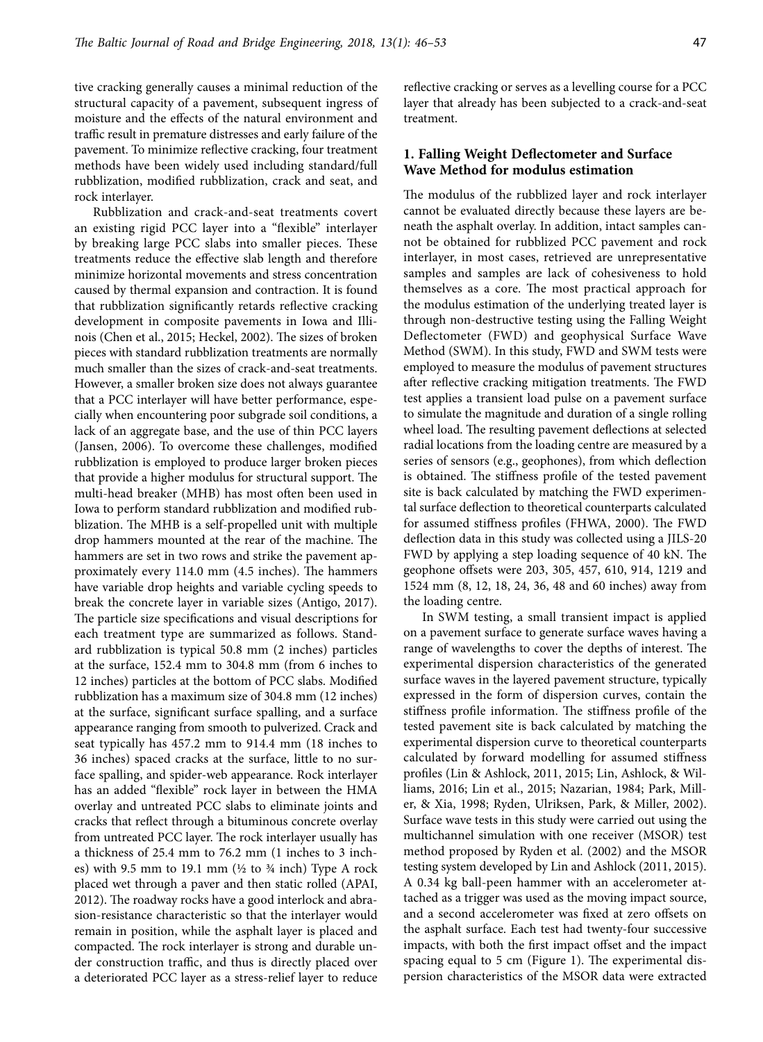tive cracking generally causes a minimal reduction of the structural capacity of a pavement, subsequent ingress of moisture and the effects of the natural environment and traffic result in premature distresses and early failure of the pavement. To minimize reflective cracking, four treatment methods have been widely used including standard/full rubblization, modified rubblization, crack and seat, and rock interlayer.

Rubblization and crack-and-seat treatments covert an existing rigid PCC layer into a "flexible" interlayer by breaking large PCC slabs into smaller pieces. These treatments reduce the effective slab length and therefore minimize horizontal movements and stress concentration caused by thermal expansion and contraction. It is found that rubblization significantly retards reflective cracking development in composite pavements in Iowa and Illinois (Chen et al., 2015; Heckel, 2002). The sizes of broken pieces with standard rubblization treatments are normally much smaller than the sizes of crack-and-seat treatments. However, a smaller broken size does not always guarantee that a PCC interlayer will have better performance, especially when encountering poor subgrade soil conditions, a lack of an aggregate base, and the use of thin PCC layers (Jansen, 2006). To overcome these challenges, modified rubblization is employed to produce larger broken pieces that provide a higher modulus for structural support. The multi-head breaker (MHB) has most often been used in Iowa to perform standard rubblization and modified rubblization. The MHB is a self-propelled unit with multiple drop hammers mounted at the rear of the machine. The hammers are set in two rows and strike the pavement approximately every 114.0 mm (4.5 inches). The hammers have variable drop heights and variable cycling speeds to break the concrete layer in variable sizes (Antigo, 2017). The particle size specifications and visual descriptions for each treatment type are summarized as follows. Standard rubblization is typical 50.8 mm (2 inches) particles at the surface, 152.4 mm to 304.8 mm (from 6 inches to 12 inches) particles at the bottom of PCC slabs. Modified rubblization has a maximum size of 304.8 mm (12 inches) at the surface, significant surface spalling, and a surface appearance ranging from smooth to pulverized. Crack and seat typically has 457.2 mm to 914.4 mm (18 inches to 36 inches) spaced cracks at the surface, little to no surface spalling, and spider-web appearance. Rock interlayer has an added "flexible" rock layer in between the HMA overlay and untreated PCC slabs to eliminate joints and cracks that reflect through a bituminous concrete overlay from untreated PCC layer. The rock interlayer usually has a thickness of 25.4 mm to 76.2 mm (1 inches to 3 inches) with 9.5 mm to 19.1 mm (½ to ¾ inch) Type A rock placed wet through a paver and then static rolled (APAI, 2012). The roadway rocks have a good interlock and abrasion-resistance characteristic so that the interlayer would remain in position, while the asphalt layer is placed and compacted. The rock interlayer is strong and durable under construction traffic, and thus is directly placed over a deteriorated PCC layer as a stress-relief layer to reduce reflective cracking or serves as a levelling course for a PCC layer that already has been subjected to a crack-and-seat treatment.

## 1. Falling Weight Deflectometer and Surface Wave Method for modulus estimation

The modulus of the rubblized layer and rock interlayer cannot be evaluated directly because these layers are beneath the asphalt overlay. In addition, intact samples cannot be obtained for rubblized PCC pavement and rock interlayer, in most cases, retrieved are unrepresentative samples and samples are lack of cohesiveness to hold themselves as a core. The most practical approach for the modulus estimation of the underlying treated layer is through non-destructive testing using the Falling Weight Deflectometer (FWD) and geophysical Surface Wave Method (SWM). In this study, FWD and SWM tests were employed to measure the modulus of pavement structures after reflective cracking mitigation treatments. The FWD test applies a transient load pulse on a pavement surface to simulate the magnitude and duration of a single rolling wheel load. The resulting pavement deflections at selected radial locations from the loading centre are measured by a series of sensors (e.g., geophones), from which deflection is obtained. The stiffness profile of the tested pavement site is back calculated by matching the FWD experimental surface deflection to theoretical counterparts calculated for assumed stiffness profiles (FHWA, 2000). The FWD deflection data in this study was collected using a JILS-20 FWD by applying a step loading sequence of 40 kN. The geophone offsets were 203, 305, 457, 610, 914, 1219 and 1524 mm (8, 12, 18, 24, 36, 48 and 60 inches) away from the loading centre.

In SWM testing, a small transient impact is applied on a pavement surface to generate surface waves having a range of wavelengths to cover the depths of interest. The experimental dispersion characteristics of the generated surface waves in the layered pavement structure, typically expressed in the form of dispersion curves, contain the stiffness profile information. The stiffness profile of the tested pavement site is back calculated by matching the experimental dispersion curve to theoretical counterparts calculated by forward modelling for assumed stiffness profiles (Lin & Ashlock, 2011, 2015; Lin, Ashlock, & Williams, 2016; Lin et al., 2015; Nazarian, 1984; Park, Miller, & Xia, 1998; Ryden, Ulriksen, Park, & Miller, 2002). Surface wave tests in this study were carried out using the multichannel simulation with one receiver (MSOR) test method proposed by Ryden et al. (2002) and the MSOR testing system developed by Lin and Ashlock (2011, 2015). A 0.34 kg ball-peen hammer with an accelerometer attached as a trigger was used as the moving impact source, and a second accelerometer was fixed at zero offsets on the asphalt surface. Each test had twenty-four successive impacts, with both the first impact offset and the impact spacing equal to 5 cm (Figure 1). The experimental dispersion characteristics of the MSOR data were extracted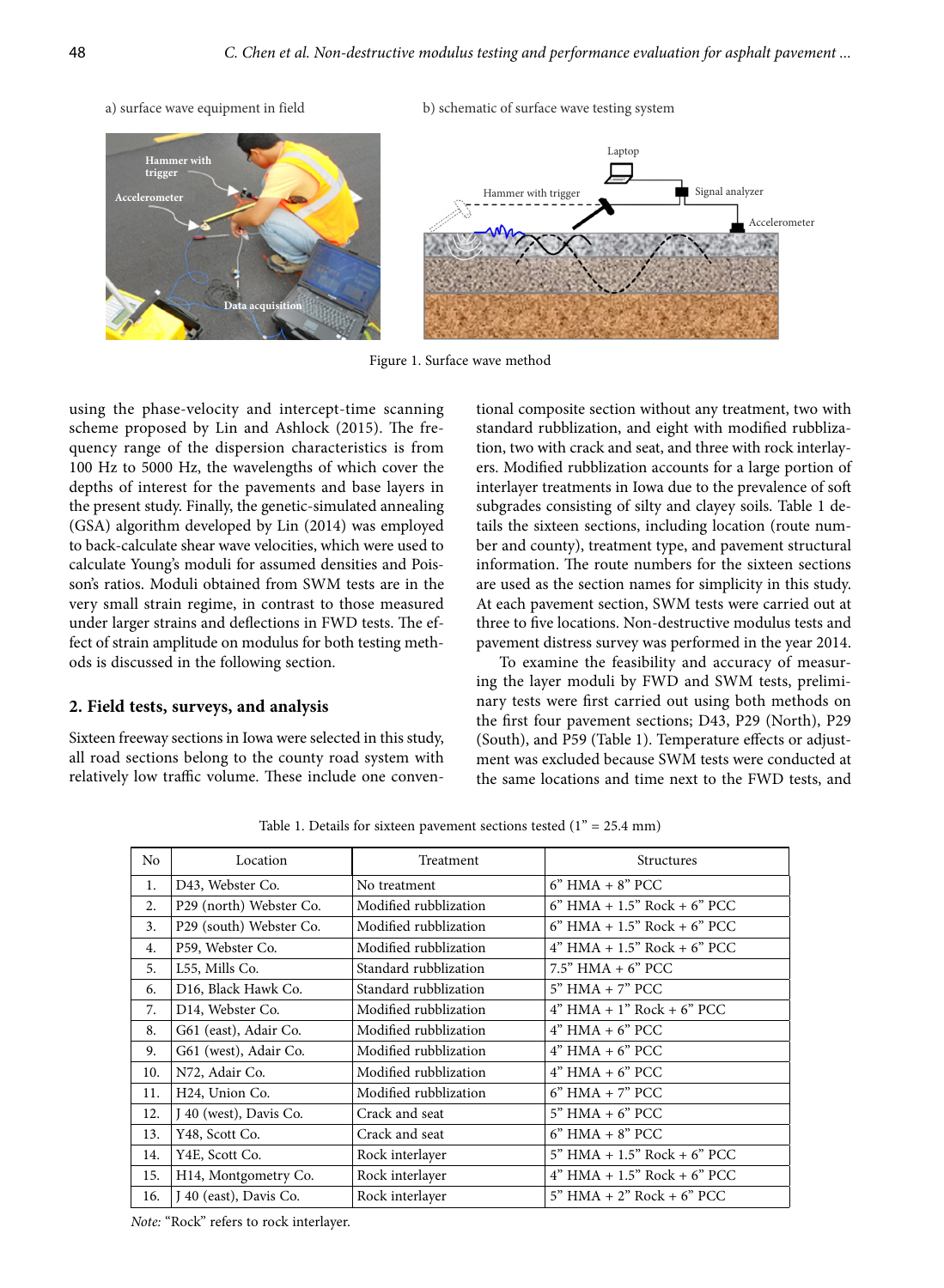a) surface wave equipment in field

b) schematic of surface wave testing system

Figure 1. Surface wave method

using the phase-velocity and intercept-time scanning scheme proposed by Lin and Ashlock (2015). The frequency range of the dispersion characteristics is from 100 Hz to 5000 Hz, the wavelengths of which cover the depths of interest for the pavements and base layers in the present study. Finally, the genetic-simulated annealing (GSA) algorithm developed by Lin (2014) was employed to back-calculate shear wave velocities, which were used to calculate Young's moduli for assumed densities and Poisson's ratios. Moduli obtained from SWM tests are in the very small strain regime, in contrast to those measured under larger strains and deflections in FWD tests. The effect of strain amplitude on modulus for both testing methods is discussed in the following section.

## 2. Field tests, surveys, and analysis

Sixteen freeway sections in Iowa were selected in this study, all road sections belong to the county road system with relatively low traffic volume. These include one conventional composite section without any treatment, two with standard rubblization, and eight with modified rubblization, two with crack and seat, and three with rock interlayers. Modified rubblization accounts for a large portion of interlayer treatments in Iowa due to the prevalence of soft subgrades consisting of silty and clayey soils. Table 1 details the sixteen sections, including location (route number and county), treatment type, and pavement structural information. The route numbers for the sixteen sections are used as the section names for simplicity in this study. At each pavement section, SWM tests were carried out at three to five locations. Non-destructive modulus tests and pavement distress survey was performed in the year 2014.

To examine the feasibility and accuracy of measuring the layer moduli by FWD and SWM tests, preliminary tests were first carried out using both methods on the first four pavement sections; D43, P29 (North), P29 (South), and P59 (Table 1). Temperature effects or adjustment was excluded because SWM tests were conducted at the same locations and time next to the FWD tests, and

Table 1. Details for sixteen pavement sections tested (1" = 25.4 mm)

| No | Location | Treatment | Structures |
|---|---|---|---|
| 1. | D43, Webster Co. | No treatment | 6" HMA + 8" PCC |
| 2. | P29 (north) Webster Co. | Modified rubblization | 6" HMA + 1.5" Rock + 6" PCC |
| 3. | P29 (south) Webster Co. | Modified rubblization | 6" HMA + 1.5" Rock + 6" PCC |
| 4. | P59, Webster Co. | Modified rubblization | 4" HMA + 1.5" Rock + 6" PCC |
| 5. | L55, Mills Co. | Standard rubblization | 7.5" HMA + 6" PCC |
| 6. | D16, Black Hawk Co. | Standard rubblization | 5" HMA + 7" PCC |
| 7. | D14, Webster Co. | Modified rubblization | 4" HMA + 1" Rock + 6" PCC |
| 8. | G61 (east), Adair Co. | Modified rubblization | 4" HMA + 6" PCC |
| 9. | G61 (west), Adair Co. | Modified rubblization | 4" HMA + 6" PCC |
| 10. | N72, Adair Co. | Modified rubblization | 4" HMA + 6" PCC |
| 11. | H24, Union Co. | Modified rubblization | 6" HMA + 7" PCC |
| 12. | J 40 (west), Davis Co. | Crack and seat | 5" HMA + 6" PCC |
| 13. | Y48, Scott Co. | Crack and seat | 6" HMA + 8" PCC |
| 14. | Y4E, Scott Co. | Rock interlayer | 5" HMA + 1.5" Rock + 6" PCC |
| 15. | H14, Montgometry Co. | Rock interlayer | 4" HMA + 1.5" Rock + 6" PCC |
| 16. | J 40 (east), Davis Co. | Rock interlayer | 5" HMA + 2" Rock + 6" PCC |

*Note:* "Rock" refers to rock interlayer.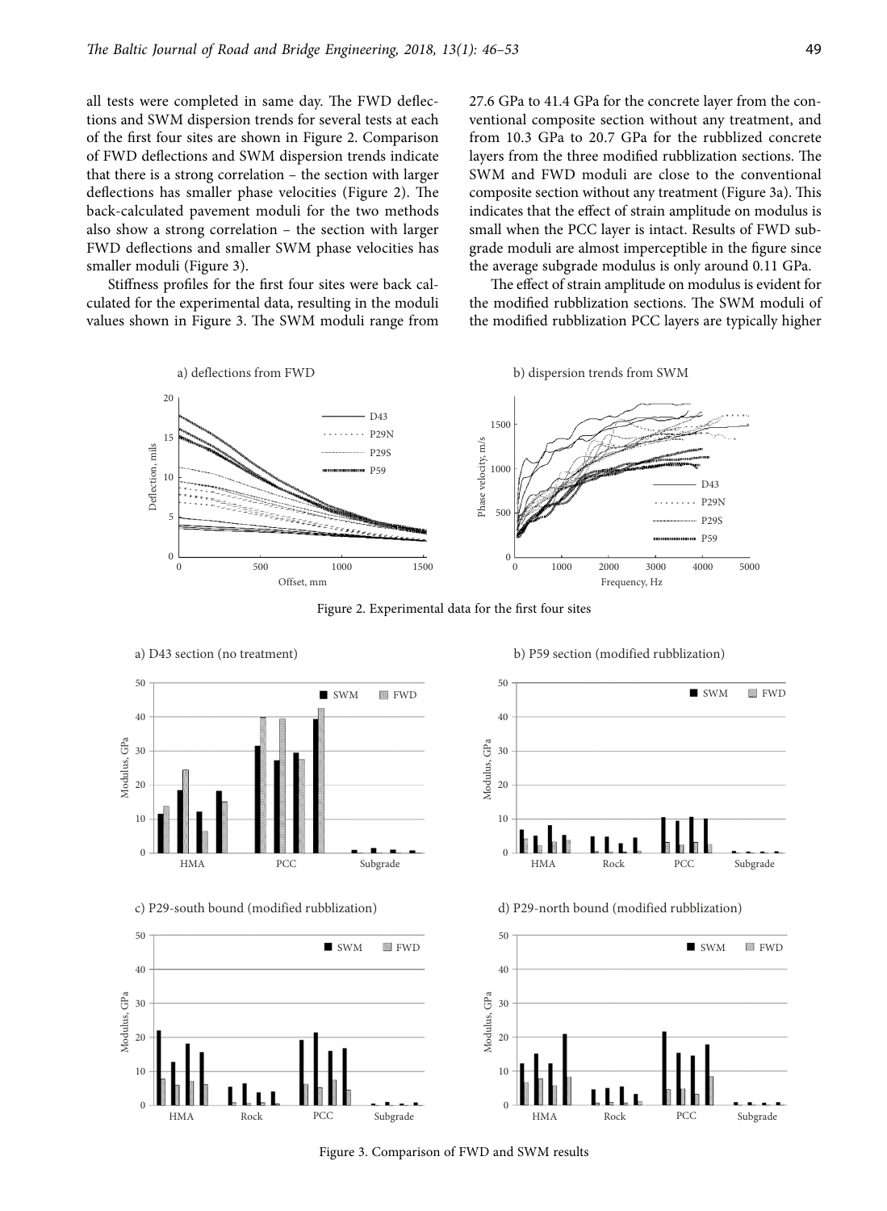all tests were completed in same day. The FWD deflections and SWM dispersion trends for several tests at each of the first four sites are shown in Figure 2. Comparison of FWD deflections and SWM dispersion trends indicate that there is a strong correlation – the section with larger deflections has smaller phase velocities (Figure 2). The back-calculated pavement moduli for the two methods also show a strong correlation – the section with larger FWD deflections and smaller SWM phase velocities has smaller moduli (Figure 3).

Stiffness profiles for the first four sites were back calculated for the experimental data, resulting in the moduli values shown in Figure 3. The SWM moduli range from 27.6 GPa to 41.4 GPa for the concrete layer from the conventional composite section without any treatment, and from 10.3 GPa to 20.7 GPa for the rubblized concrete layers from the three modified rubblization sections. The SWM and FWD moduli are close to the conventional composite section without any treatment (Figure 3a). This indicates that the effect of strain amplitude on modulus is small when the PCC layer is intact. Results of FWD subgrade moduli are almost imperceptible in the figure since the average subgrade modulus is only around 0.11 GPa.

The effect of strain amplitude on modulus is evident for the modified rubblization sections. The SWM moduli of the modified rubblization PCC layers are typically higher

Figure 2. Experimental data for the first four sites

Figure 3. Comparison of FWD and SWM results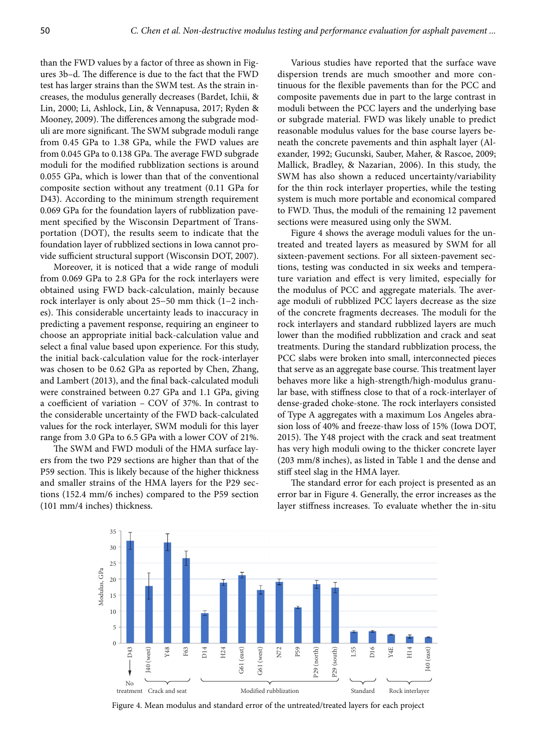than the FWD values by a factor of three as shown in Figures 3b–d. The difference is due to the fact that the FWD test has larger strains than the SWM test. As the strain increases, the modulus generally decreases (Bardet, Ichii, & Lin, 2000; Li, Ashlock, Lin, & Vennapusa, 2017; Ryden & Mooney, 2009). The differences among the subgrade moduli are more significant. The SWM subgrade moduli range from 0.45 GPa to 1.38 GPa, while the FWD values are from 0.045 GPa to 0.138 GPa. The average FWD subgrade moduli for the modified rubblization sections is around 0.055 GPa, which is lower than that of the conventional composite section without any treatment (0.11 GPa for D43). According to the minimum strength requirement 0.069 GPa for the foundation layers of rubblization pavement specified by the Wisconsin Department of Transportation (DOT), the results seem to indicate that the foundation layer of rubblized sections in Iowa cannot provide sufficient structural support (Wisconsin DOT, 2007).

Moreover, it is noticed that a wide range of moduli from 0.069 GPa to 2.8 GPa for the rock interlayers were obtained using FWD back-calculation, mainly because rock interlayer is only about 25–50 mm thick (1–2 inches). This considerable uncertainty leads to inaccuracy in predicting a pavement response, requiring an engineer to choose an appropriate initial back-calculation value and select a final value based upon experience. For this study, the initial back-calculation value for the rock-interlayer was chosen to be 0.62 GPa as reported by Chen, Zhang, and Lambert (2013), and the final back-calculated moduli were constrained between 0.27 GPa and 1.1 GPa, giving a coefficient of variation – COV of 37%. In contrast to the considerable uncertainty of the FWD back-calculated values for the rock interlayer, SWM moduli for this layer range from 3.0 GPa to 6.5 GPa with a lower COV of 21%.

The SWM and FWD moduli of the HMA surface layers from the two P29 sections are higher than that of the P59 section. This is likely because of the higher thickness and smaller strains of the HMA layers for the P29 sections (152.4 mm/6 inches) compared to the P59 section (101 mm/4 inches) thickness.

Various studies have reported that the surface wave dispersion trends are much smoother and more continuous for the flexible pavements than for the PCC and composite pavements due in part to the large contrast in moduli between the PCC layers and the underlying base or subgrade material. FWD was likely unable to predict reasonable modulus values for the base course layers beneath the concrete pavements and thin asphalt layer (Alexander, 1992; Gucunski, Sauber, Maher, & Rascoe, 2009; Mallick, Bradley, & Nazarian, 2006). In this study, the SWM has also shown a reduced uncertainty/variability for the thin rock interlayer properties, while the testing system is much more portable and economical compared to FWD. Thus, the moduli of the remaining 12 pavement sections were measured using only the SWM.

Figure 4 shows the average moduli values for the untreated and treated layers as measured by SWM for all sixteen-pavement sections. For all sixteen-pavement sections, testing was conducted in six weeks and temperature variation and effect is very limited, especially for the modulus of PCC and aggregate materials. The average moduli of rubblized PCC layers decrease as the size of the concrete fragments decreases. The moduli for the rock interlayers and standard rubblized layers are much lower than the modified rubblization and crack and seat treatments. During the standard rubblization process, the PCC slabs were broken into small, interconnected pieces that serve as an aggregate base course. This treatment layer behaves more like a high-strength/high-modulus granular base, with stiffness close to that of a rock-interlayer of dense-graded choke-stone. The rock interlayers consisted of Type A aggregates with a maximum Los Angeles abrasion loss of 40% and freeze-thaw loss of 15% (Iowa DOT, 2015). The Y48 project with the crack and seat treatment has very high moduli owing to the thicker concrete layer (203 mm/8 inches), as listed in Table 1 and the dense and stiff steel slag in the HMA layer.

The standard error for each project is presented as an error bar in Figure 4. Generally, the error increases as the layer stiffness increases. To evaluate whether the in-situ

Figure 4. Mean modulus and standard error of the untreated/treated layers for each project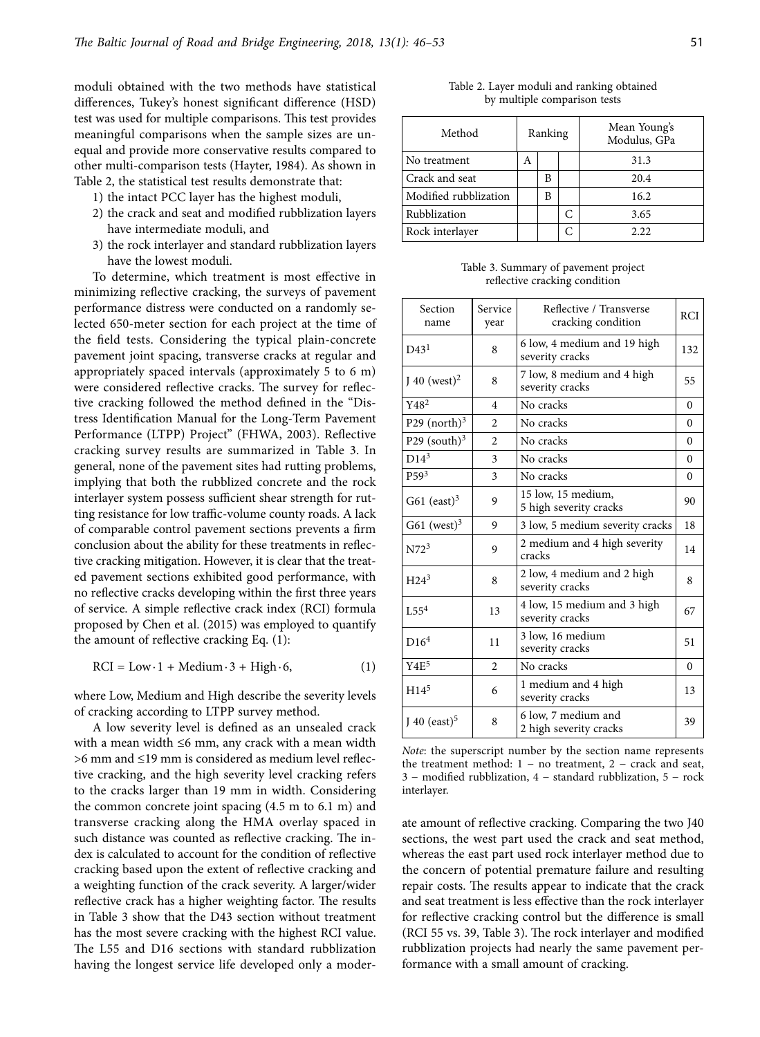moduli obtained with the two methods have statistical differences, Tukey's honest significant difference (HSD) test was used for multiple comparisons. This test provides meaningful comparisons when the sample sizes are unequal and provide more conservative results compared to other multi-comparison tests (Hayter, 1984). As shown in Table 2, the statistical test results demonstrate that:

1) the intact PCC layer has the highest moduli,
2) the crack and seat and modified rubblization layers have intermediate moduli, and
3) the rock interlayer and standard rubblization layers have the lowest moduli.

To determine, which treatment is most effective in minimizing reflective cracking, the surveys of pavement performance distress were conducted on a randomly selected 650-meter section for each project at the time of the field tests. Considering the typical plain-concrete pavement joint spacing, transverse cracks at regular and appropriately spaced intervals (approximately 5 to 6 m) were considered reflective cracks. The survey for reflective cracking followed the method defined in the "Distress Identification Manual for the Long-Term Pavement Performance (LTPP) Project" (FHWA, 2003). Reflective cracking survey results are summarized in Table 3. In general, none of the pavement sites had rutting problems, implying that both the rubblized concrete and the rock interlayer system possess sufficient shear strength for rutting resistance for low traffic-volume county roads. A lack of comparable control pavement sections prevents a firm conclusion about the ability for these treatments in reflective cracking mitigation. However, it is clear that the treated pavement sections exhibited good performance, with no reflective cracks developing within the first three years of service. A simple reflective crack index (RCI) formula proposed by Chen et al. (2015) was employed to quantify the amount of reflective cracking Eq. (1):

$$\text{RCI} = \text{Low} \cdot 1 + \text{Medium} \cdot 3 + \text{High} \cdot 6, \tag{1}$$

where Low, Medium and High describe the severity levels of cracking according to LTPP survey method.

A low severity level is defined as an unsealed crack with a mean width ≤6 mm, any crack with a mean width >6 mm and ≤19 mm is considered as medium level reflective cracking, and the high severity level cracking refers to the cracks larger than 19 mm in width. Considering the common concrete joint spacing (4.5 m to 6.1 m) and transverse cracking along the HMA overlay spaced in such distance was counted as reflective cracking. The index is calculated to account for the condition of reflective cracking based upon the extent of reflective cracking and a weighting function of the crack severity. A larger/wider reflective crack has a higher weighting factor. The results in Table 3 show that the D43 section without treatment has the most severe cracking with the highest RCI value. The L55 and D16 sections with standard rubblization having the longest service life developed only a moderate amount of reflective cracking. Comparing the two J40 sections, the west part used the crack and seat method, whereas the east part used rock interlayer method due to the concern of potential premature failure and resulting repair costs. The results appear to indicate that the crack and seat treatment is less effective than the rock interlayer for reflective cracking control but the difference is small (RCI 55 vs. 39, Table 3). The rock interlayer and modified rubblization projects had nearly the same pavement performance with a small amount of cracking.

Table 2. Layer moduli and ranking obtained by multiple comparison tests

| Method | Ranking | | | Mean Young's Modulus, GPa |
|---|---|---|---|---|
| No treatment | A | | | 31.3 |
| Crack and seat | | B | | 20.4 |
| Modified rubblization | | B | | 16.2 |
| Rubblization | | | C | 3.65 |
| Rock interlayer | | | C | 2.22 |

Table 3. Summary of pavement project reflective cracking condition

| Section name | Service year | Reflective / Transverse cracking condition | RCI |
|---|---|---|---|
| D43[1] | 8 | 6 low, 4 medium and 19 high severity cracks | 132 |
| J 40 (west)[2] | 8 | 7 low, 8 medium and 4 high severity cracks | 55 |
| Y48[2] | 4 | No cracks | 0 |
| P29 (north)[3] | 2 | No cracks | 0 |
| P29 (south)[3] | 2 | No cracks | 0 |
| D14[3] | 3 | No cracks | 0 |
| P59[3] | 3 | No cracks | 0 |
| G61 (east)[3] | 9 | 15 low, 15 medium, 5 high severity cracks | 90 |
| G61 (west)[3] | 9 | 3 low, 5 medium severity cracks | 18 |
| N72[3] | 9 | 2 medium and 4 high severity cracks | 14 |
| H24[3] | 8 | 2 low, 4 medium and 2 high severity cracks | 8 |
| L55[4] | 13 | 4 low, 15 medium and 3 high severity cracks | 67 |
| D16[4] | 11 | 3 low, 16 medium severity cracks | 51 |
| Y4E[5] | 2 | No cracks | 0 |
| H14[5] | 6 | 1 medium and 4 high severity cracks | 13 |
| J 40 (east)[5] | 8 | 6 low, 7 medium and 2 high severity cracks | 39 |

*Note*: the superscript number by the section name represents the treatment method: 1 – no treatment, 2 – crack and seat, 3 – modified rubblization, 4 – standard rubblization, 5 – rock interlayer.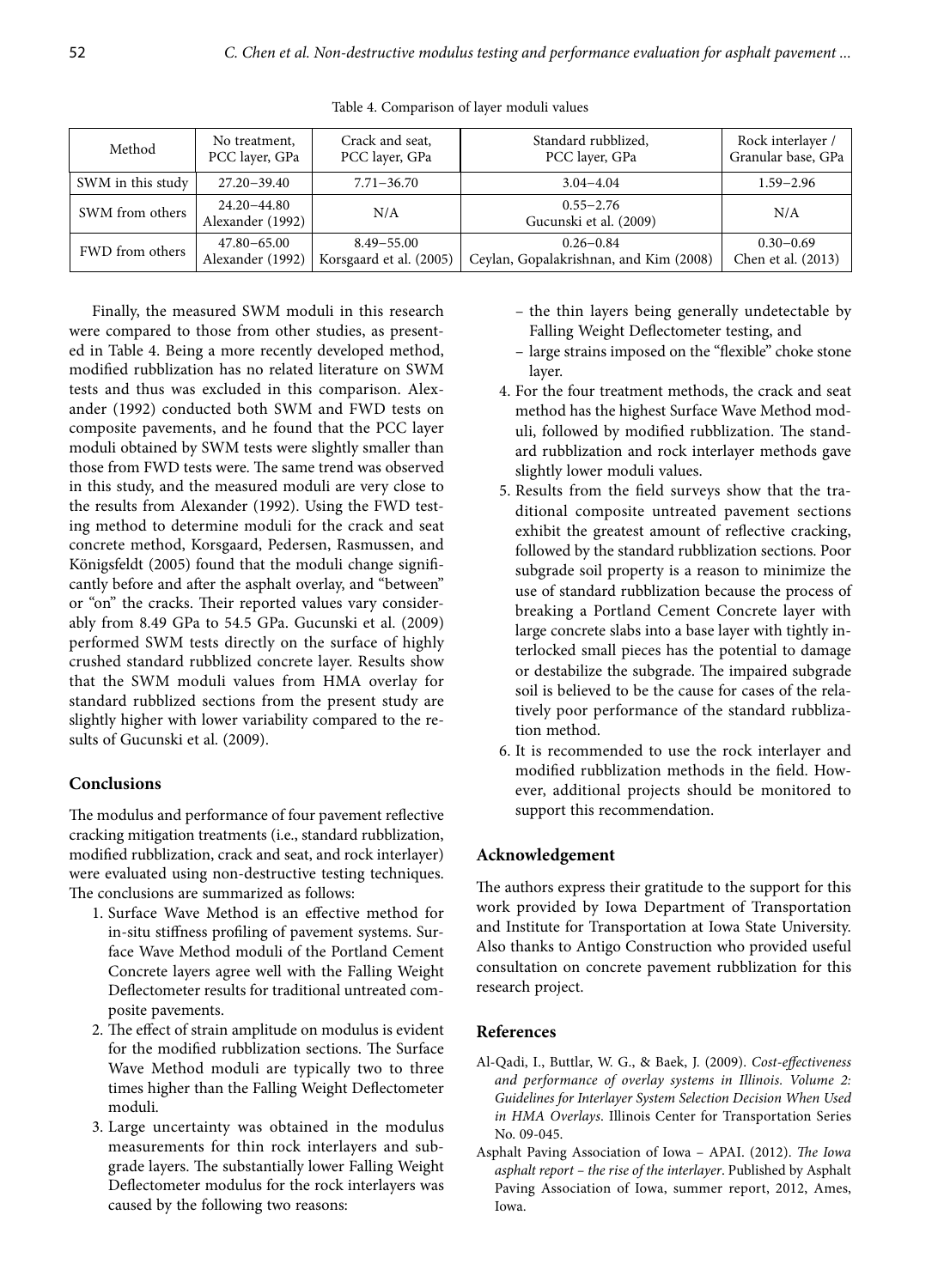Table 4. Comparison of layer moduli values

| Method | No treatment, PCC layer, GPa | Crack and seat, PCC layer, GPa | Standard rubblized, PCC layer, GPa | Rock interlayer / Granular base, GPa |
|---|---|---|---|---|
| SWM in this study | 27.20–39.40 | 7.71–36.70 | 3.04–4.04 | 1.59–2.96 |
| SWM from others | 24.20–44.80 Alexander (1992) | N/A | 0.55–2.76 Gucunski et al. (2009) | N/A |
| FWD from others | 47.80–65.00 Alexander (1992) | 8.49–55.00 Korsgaard et al. (2005) | 0.26–0.84 Ceylan, Gopalakrishnan, and Kim (2008) | 0.30–0.69 Chen et al. (2013) |

Finally, the measured SWM moduli in this research were compared to those from other studies, as presented in Table 4. Being a more recently developed method, modified rubblization has no related literature on SWM tests and thus was excluded in this comparison. Alexander (1992) conducted both SWM and FWD tests on composite pavements, and he found that the PCC layer moduli obtained by SWM tests were slightly smaller than those from FWD tests were. The same trend was observed in this study, and the measured moduli are very close to the results from Alexander (1992). Using the FWD testing method to determine moduli for the crack and seat concrete method, Korsgaard, Pedersen, Rasmussen, and Königsfeldt (2005) found that the moduli change significantly before and after the asphalt overlay, and "between" or "on" the cracks. Their reported values vary considerably from 8.49 GPa to 54.5 GPa. Gucunski et al. (2009) performed SWM tests directly on the surface of highly crushed standard rubblized concrete layer. Results show that the SWM moduli values from HMA overlay for standard rubblized sections from the present study are slightly higher with lower variability compared to the results of Gucunski et al. (2009).

## Conclusions

The modulus and performance of four pavement reflective cracking mitigation treatments (i.e., standard rubblization, modified rubblization, crack and seat, and rock interlayer) were evaluated using non-destructive testing techniques. The conclusions are summarized as follows:

1. Surface Wave Method is an effective method for in-situ stiffness profiling of pavement systems. Surface Wave Method moduli of the Portland Cement Concrete layers agree well with the Falling Weight Deflectometer results for traditional untreated composite pavements.
2. The effect of strain amplitude on modulus is evident for the modified rubblization sections. The Surface Wave Method moduli are typically two to three times higher than the Falling Weight Deflectometer moduli.
3. Large uncertainty was obtained in the modulus measurements for thin rock interlayers and subgrade layers. The substantially lower Falling Weight Deflectometer modulus for the rock interlayers was caused by the following two reasons:
   – the thin layers being generally undetectable by Falling Weight Deflectometer testing, and
   – large strains imposed on the "flexible" choke stone layer.
4. For the four treatment methods, the crack and seat method has the highest Surface Wave Method moduli, followed by modified rubblization. The standard rubblization and rock interlayer methods gave slightly lower moduli values.
5. Results from the field surveys show that the traditional composite untreated pavement sections exhibit the greatest amount of reflective cracking, followed by the standard rubblization sections. Poor subgrade soil property is a reason to minimize the use of standard rubblization because the process of breaking a Portland Cement Concrete layer with large concrete slabs into a base layer with tightly interlocked small pieces has the potential to damage or destabilize the subgrade. The impaired subgrade soil is believed to be the cause for cases of the relatively poor performance of the standard rubblization method.
6. It is recommended to use the rock interlayer and modified rubblization methods in the field. However, additional projects should be monitored to support this recommendation.

## Acknowledgement

The authors express their gratitude to the support for this work provided by Iowa Department of Transportation and Institute for Transportation at Iowa State University. Also thanks to Antigo Construction who provided useful consultation on concrete pavement rubblization for this research project.

## References

Al-Qadi, I., Buttlar, W. G., & Baek, J. (2009). *Cost-effectiveness and performance of overlay systems in Illinois. Volume 2: Guidelines for Interlayer System Selection Decision When Used in HMA Overlays*. Illinois Center for Transportation Series No. 09-045.

Asphalt Paving Association of Iowa – APAI. (2012). *The Iowa asphalt report – the rise of the interlayer*. Published by Asphalt Paving Association of Iowa, summer report, 2012, Ames, Iowa.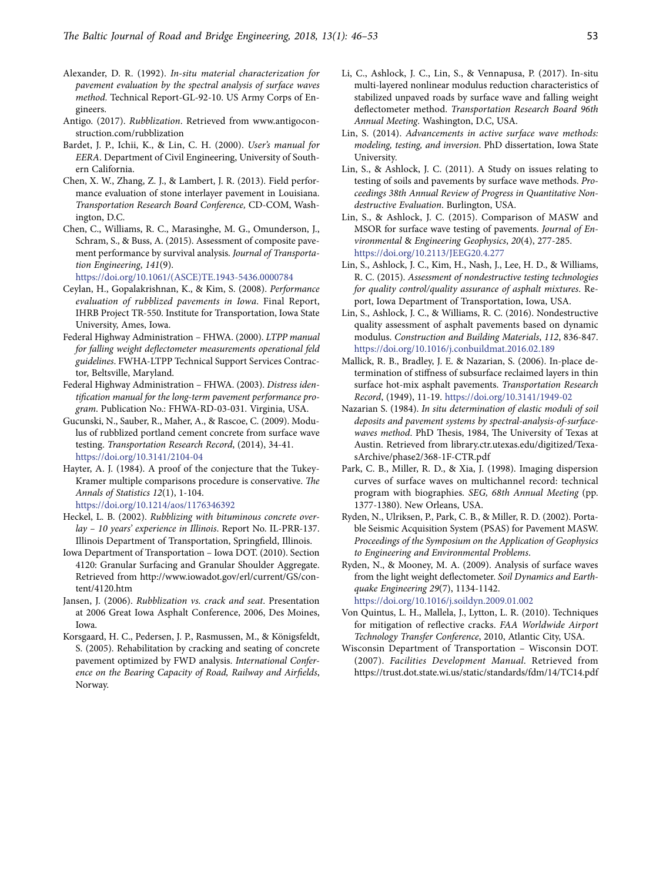Alexander, D. R. (1992). *In-situ material characterization for pavement evaluation by the spectral analysis of surface waves method*. Technical Report-GL-92-10. US Army Corps of Engineers.

Antigo. (2017). *Rubblization*. Retrieved from www.antigoconstruction.com/rubblization

Bardet, J. P., Ichii, K., & Lin, C. H. (2000). *User's manual for EERA*. Department of Civil Engineering, University of Southern California.

Chen, X. W., Zhang, Z. J., & Lambert, J. R. (2013). Field performance evaluation of stone interlayer pavement in Louisiana. *Transportation Research Board Conference,* CD-COM, Washington, D.C.

Chen, C., Williams, R. C., Marasinghe, M. G., Omunderson, J., Schram, S., & Buss, A. (2015). Assessment of composite pavement performance by survival analysis. *Journal of Transportation Engineering*, *141*(9). https://doi.org/10.1061/(ASCE)TE.1943-5436.0000784

Ceylan, H., Gopalakrishnan, K., & Kim, S. (2008). *Performance evaluation of rubblized pavements in Iowa*. Final Report, IHRB Project TR-550. Institute for Transportation, Iowa State University, Ames, Iowa.

Federal Highway Administration – FHWA. (2000). *LTPP manual for falling weight deflectometer measurements operational feld guidelines*. FWHA-LTPP Technical Support Services Contractor, Beltsville, Maryland.

Federal Highway Administration – FHWA. (2003). *Distress identification manual for the long-term pavement performance program*. Publication No.: FHWA-RD-03-031. Virginia, USA.

Gucunski, N., Sauber, R., Maher, A., & Rascoe, C. (2009). Modulus of rubblized portland cement concrete from surface wave testing. *Transportation Research Record*, (2014), 34-41. https://doi.org/10.3141/2104-04

Hayter, A. J. (1984). A proof of the conjecture that the Tukey-Kramer multiple comparisons procedure is conservative. *The Annals of Statistics 12*(1), 1-104. https://doi.org/10.1214/aos/1176346392

Heckel, L. B. (2002). *Rubblizing with bituminous concrete overlay – 10 years' experience in Illinois*. Report No. IL-PRR-137. Illinois Department of Transportation, Springfield, Illinois.

Iowa Department of Transportation – Iowa DOT. (2010). Section 4120: Granular Surfacing and Granular Shoulder Aggregate. Retrieved from http://www.iowadot.gov/erl/current/GS/content/4120.htm

Jansen, J. (2006). *Rubblization vs. crack and seat*. Presentation at 2006 Great Iowa Asphalt Conference, 2006, Des Moines, Iowa.

Korsgaard, H. C., Pedersen, J. P., Rasmussen, M., & Königsfeldt, S. (2005). Rehabilitation by cracking and seating of concrete pavement optimized by FWD analysis. *International Conference on the Bearing Capacity of Road, Railway and Airfields*, Norway.

Li, C., Ashlock, J. C., Lin, S., & Vennapusa, P. (2017). In-situ multi-layered nonlinear modulus reduction characteristics of stabilized unpaved roads by surface wave and falling weight deflectometer method. *Transportation Research Board 96th Annual Meeting*. Washington, D.C, USA.

Lin, S. (2014). *Advancements in active surface wave methods: modeling, testing, and inversion*. PhD dissertation, Iowa State University.

Lin, S., & Ashlock, J. C. (2011). A Study on issues relating to testing of soils and pavements by surface wave methods. *Proceedings 38th Annual Review of Progress in Quantitative Nondestructive Evaluation*. Burlington, USA.

Lin, S., & Ashlock, J. C. (2015). Comparison of MASW and MSOR for surface wave testing of pavements. *Journal of Environmental & Engineering Geophysics*, *20*(4), 277-285. https://doi.org/10.2113/JEEG20.4.277

Lin, S., Ashlock, J. C., Kim, H., Nash, J., Lee, H. D., & Williams, R. C. (2015). *Assessment of nondestructive testing technologies for quality control/quality assurance of asphalt mixtures*. Report, Iowa Department of Transportation, Iowa, USA.

Lin, S., Ashlock, J. C., & Williams, R. C. (2016). Nondestructive quality assessment of asphalt pavements based on dynamic modulus. *Construction and Building Materials*, *112*, 836-847. https://doi.org/10.1016/j.conbuildmat.2016.02.189

Mallick, R. B., Bradley, J. E. & Nazarian, S. (2006). In-place determination of stiffness of subsurface reclaimed layers in thin surface hot-mix asphalt pavements. *Transportation Research Record*, (1949), 11-19. https://doi.org/10.3141/1949-02

Nazarian S. (1984). *In situ determination of elastic moduli of soil deposits and pavement systems by spectral-analysis-of-surface-waves method*. PhD Thesis, 1984, The University of Texas at Austin. Retrieved from library.ctr.utexas.edu/digitized/TexasArchive/phase2/368-1F-CTR.pdf

Park, C. B., Miller, R. D., & Xia, J. (1998). Imaging dispersion curves of surface waves on multichannel record: technical program with biographies. *SEG, 68th Annual Meeting* (pp. 1377-1380). New Orleans, USA.

Ryden, N., Ulriksen, P., Park, C. B., & Miller, R. D. (2002). Portable Seismic Acquisition System (PSAS) for Pavement MASW. *Proceedings of the Symposium on the Application of Geophysics to Engineering and Environmental Problems*.

Ryden, N., & Mooney, M. A. (2009). Analysis of surface waves from the light weight deflectometer. *Soil Dynamics and Earthquake Engineering 29*(7), 1134-1142. https://doi.org/10.1016/j.soildyn.2009.01.002

Von Quintus, L. H., Mallela, J., Lytton, L. R. (2010). Techniques for mitigation of reflective cracks. *FAA Worldwide Airport Technology Transfer Conference*, 2010, Atlantic City, USA.

Wisconsin Department of Transportation – Wisconsin DOT. (2007). *Facilities Development Manual*. Retrieved from https://trust.dot.state.wi.us/static/standards/fdm/14/TC14.pdf